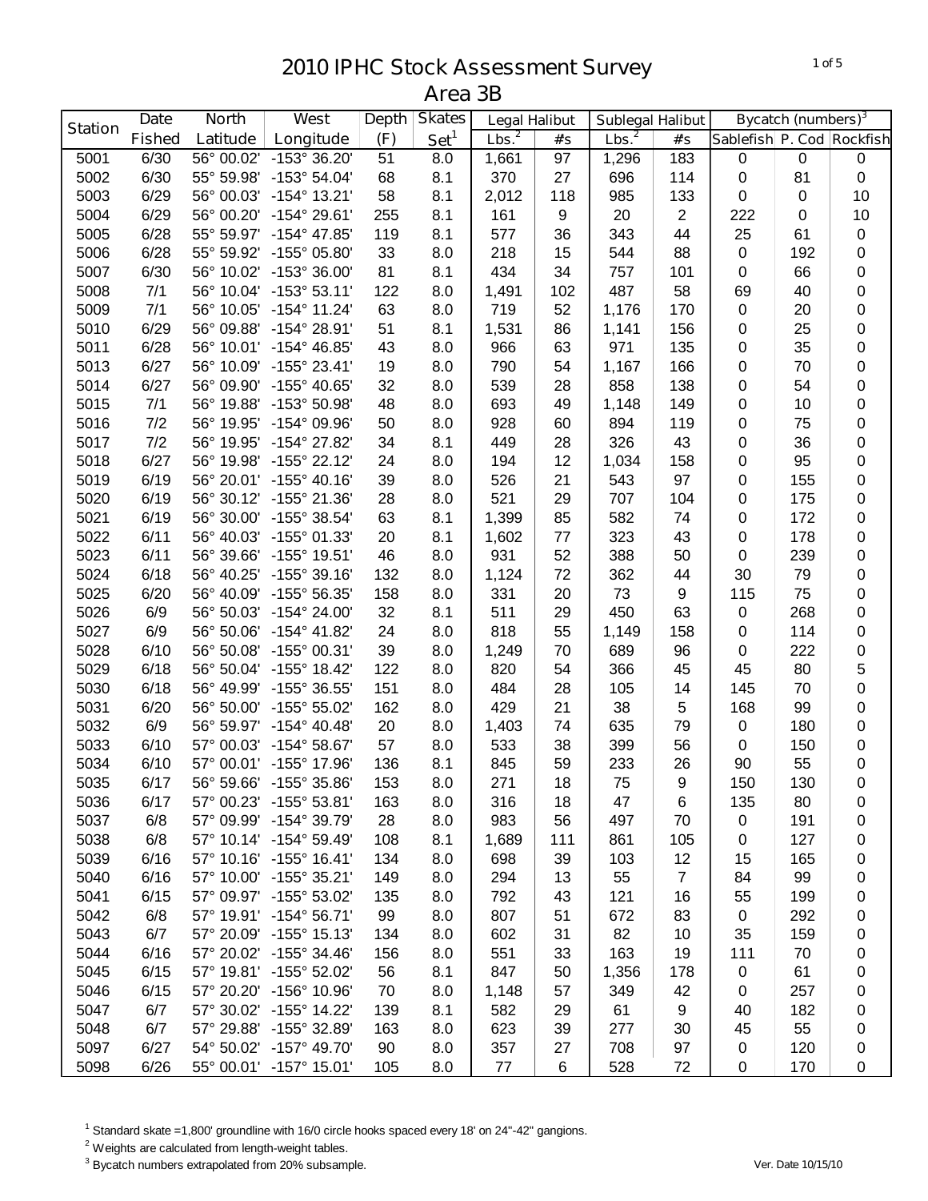# 2010 IPHC Stock Assessment Survey
## Area 3B

| Station | Date | North | West | Depth | Skates | Legal Halibut | | Sublegal Halibut | | Bycatch (numbers)[3] | | |
|---|---|---|---|---|---|---|---|---|---|---|---|---|
| | Fished | Latitude | Longitude | (F) | Set[1] | Lbs.[2] | #s | Lbs.[2] | #s | Sablefish | P. Cod | Rockfish |
| 5001 | 6/30 | 56° 00.02' | -153° 36.20' | 51 | 8.0 | 1,661 | 97 | 1,296 | 183 | 0 | 0 | 0 |
| 5002 | 6/30 | 55° 59.98' | -153° 54.04' | 68 | 8.1 | 370 | 27 | 696 | 114 | 0 | 81 | 0 |
| 5003 | 6/29 | 56° 00.03' | -154° 13.21' | 58 | 8.1 | 2,012 | 118 | 985 | 133 | 0 | 0 | 10 |
| 5004 | 6/29 | 56° 00.20' | -154° 29.61' | 255 | 8.1 | 161 | 9 | 20 | 2 | 222 | 0 | 10 |
| 5005 | 6/28 | 55° 59.97' | -154° 47.85' | 119 | 8.1 | 577 | 36 | 343 | 44 | 25 | 61 | 0 |
| 5006 | 6/28 | 55° 59.92' | -155° 05.80' | 33 | 8.0 | 218 | 15 | 544 | 88 | 0 | 192 | 0 |
| 5007 | 6/30 | 56° 10.02' | -153° 36.00' | 81 | 8.1 | 434 | 34 | 757 | 101 | 0 | 66 | 0 |
| 5008 | 7/1 | 56° 10.04' | -153° 53.11' | 122 | 8.0 | 1,491 | 102 | 487 | 58 | 69 | 40 | 0 |
| 5009 | 7/1 | 56° 10.05' | -154° 11.24' | 63 | 8.0 | 719 | 52 | 1,176 | 170 | 0 | 20 | 0 |
| 5010 | 6/29 | 56° 09.88' | -154° 28.91' | 51 | 8.1 | 1,531 | 86 | 1,141 | 156 | 0 | 25 | 0 |
| 5011 | 6/28 | 56° 10.01' | -154° 46.85' | 43 | 8.0 | 966 | 63 | 971 | 135 | 0 | 35 | 0 |
| 5013 | 6/27 | 56° 10.09' | -155° 23.41' | 19 | 8.0 | 790 | 54 | 1,167 | 166 | 0 | 70 | 0 |
| 5014 | 6/27 | 56° 09.90' | -155° 40.65' | 32 | 8.0 | 539 | 28 | 858 | 138 | 0 | 54 | 0 |
| 5015 | 7/1 | 56° 19.88' | -153° 50.98' | 48 | 8.0 | 693 | 49 | 1,148 | 149 | 0 | 10 | 0 |
| 5016 | 7/2 | 56° 19.95' | -154° 09.96' | 50 | 8.0 | 928 | 60 | 894 | 119 | 0 | 75 | 0 |
| 5017 | 7/2 | 56° 19.95' | -154° 27.82' | 34 | 8.1 | 449 | 28 | 326 | 43 | 0 | 36 | 0 |
| 5018 | 6/27 | 56° 19.98' | -155° 22.12' | 24 | 8.0 | 194 | 12 | 1,034 | 158 | 0 | 95 | 0 |
| 5019 | 6/19 | 56° 20.01' | -155° 40.16' | 39 | 8.0 | 526 | 21 | 543 | 97 | 0 | 155 | 0 |
| 5020 | 6/19 | 56° 30.12' | -155° 21.36' | 28 | 8.0 | 521 | 29 | 707 | 104 | 0 | 175 | 0 |
| 5021 | 6/19 | 56° 30.00' | -155° 38.54' | 63 | 8.1 | 1,399 | 85 | 582 | 74 | 0 | 172 | 0 |
| 5022 | 6/11 | 56° 40.03' | -155° 01.33' | 20 | 8.1 | 1,602 | 77 | 323 | 43 | 0 | 178 | 0 |
| 5023 | 6/11 | 56° 39.66' | -155° 19.51' | 46 | 8.0 | 931 | 52 | 388 | 50 | 0 | 239 | 0 |
| 5024 | 6/18 | 56° 40.25' | -155° 39.16' | 132 | 8.0 | 1,124 | 72 | 362 | 44 | 30 | 79 | 0 |
| 5025 | 6/20 | 56° 40.09' | -155° 56.35' | 158 | 8.0 | 331 | 20 | 73 | 9 | 115 | 75 | 0 |
| 5026 | 6/9 | 56° 50.03' | -154° 24.00' | 32 | 8.1 | 511 | 29 | 450 | 63 | 0 | 268 | 0 |
| 5027 | 6/9 | 56° 50.06' | -154° 41.82' | 24 | 8.0 | 818 | 55 | 1,149 | 158 | 0 | 114 | 0 |
| 5028 | 6/10 | 56° 50.08' | -155° 00.31' | 39 | 8.0 | 1,249 | 70 | 689 | 96 | 0 | 222 | 0 |
| 5029 | 6/18 | 56° 50.04' | -155° 18.42' | 122 | 8.0 | 820 | 54 | 366 | 45 | 45 | 80 | 5 |
| 5030 | 6/18 | 56° 49.99' | -155° 36.55' | 151 | 8.0 | 484 | 28 | 105 | 14 | 145 | 70 | 0 |
| 5031 | 6/20 | 56° 50.00' | -155° 55.02' | 162 | 8.0 | 429 | 21 | 38 | 5 | 168 | 99 | 0 |
| 5032 | 6/9 | 56° 59.97' | -154° 40.48' | 20 | 8.0 | 1,403 | 74 | 635 | 79 | 0 | 180 | 0 |
| 5033 | 6/10 | 57° 00.03' | -154° 58.67' | 57 | 8.0 | 533 | 38 | 399 | 56 | 0 | 150 | 0 |
| 5034 | 6/10 | 57° 00.01' | -155° 17.96' | 136 | 8.1 | 845 | 59 | 233 | 26 | 90 | 55 | 0 |
| 5035 | 6/17 | 56° 59.66' | -155° 35.86' | 153 | 8.0 | 271 | 18 | 75 | 9 | 150 | 130 | 0 |
| 5036 | 6/17 | 57° 00.23' | -155° 53.81' | 163 | 8.0 | 316 | 18 | 47 | 6 | 135 | 80 | 0 |
| 5037 | 6/8 | 57° 09.99' | -154° 39.79' | 28 | 8.0 | 983 | 56 | 497 | 70 | 0 | 191 | 0 |
| 5038 | 6/8 | 57° 10.14' | -154° 59.49' | 108 | 8.1 | 1,689 | 111 | 861 | 105 | 0 | 127 | 0 |
| 5039 | 6/16 | 57° 10.16' | -155° 16.41' | 134 | 8.0 | 698 | 39 | 103 | 12 | 15 | 165 | 0 |
| 5040 | 6/16 | 57° 10.00' | -155° 35.21' | 149 | 8.0 | 294 | 13 | 55 | 7 | 84 | 99 | 0 |
| 5041 | 6/15 | 57° 09.97' | -155° 53.02' | 135 | 8.0 | 792 | 43 | 121 | 16 | 55 | 199 | 0 |
| 5042 | 6/8 | 57° 19.91' | -154° 56.71' | 99 | 8.0 | 807 | 51 | 672 | 83 | 0 | 292 | 0 |
| 5043 | 6/7 | 57° 20.09' | -155° 15.13' | 134 | 8.0 | 602 | 31 | 82 | 10 | 35 | 159 | 0 |
| 5044 | 6/16 | 57° 20.02' | -155° 34.46' | 156 | 8.0 | 551 | 33 | 163 | 19 | 111 | 70 | 0 |
| 5045 | 6/15 | 57° 19.81' | -155° 52.02' | 56 | 8.1 | 847 | 50 | 1,356 | 178 | 0 | 61 | 0 |
| 5046 | 6/15 | 57° 20.20' | -156° 10.96' | 70 | 8.0 | 1,148 | 57 | 349 | 42 | 0 | 257 | 0 |
| 5047 | 6/7 | 57° 30.02' | -155° 14.22' | 139 | 8.1 | 582 | 29 | 61 | 9 | 40 | 182 | 0 |
| 5048 | 6/7 | 57° 29.88' | -155° 32.89' | 163 | 8.0 | 623 | 39 | 277 | 30 | 45 | 55 | 0 |
| 5097 | 6/27 | 54° 50.02' | -157° 49.70' | 90 | 8.0 | 357 | 27 | 708 | 97 | 0 | 120 | 0 |
| 5098 | 6/26 | 55° 00.01' | -157° 15.01' | 105 | 8.0 | 77 | 6 | 528 | 72 | 0 | 170 | 0 |

[1] Standard skate =1,800' groundline with 16/0 circle hooks spaced every 18' on 24"-42" gangions.

[2] Weights are calculated from length-weight tables.

[3] Bycatch numbers extrapolated from 20% subsample.

Ver. Date 10/15/10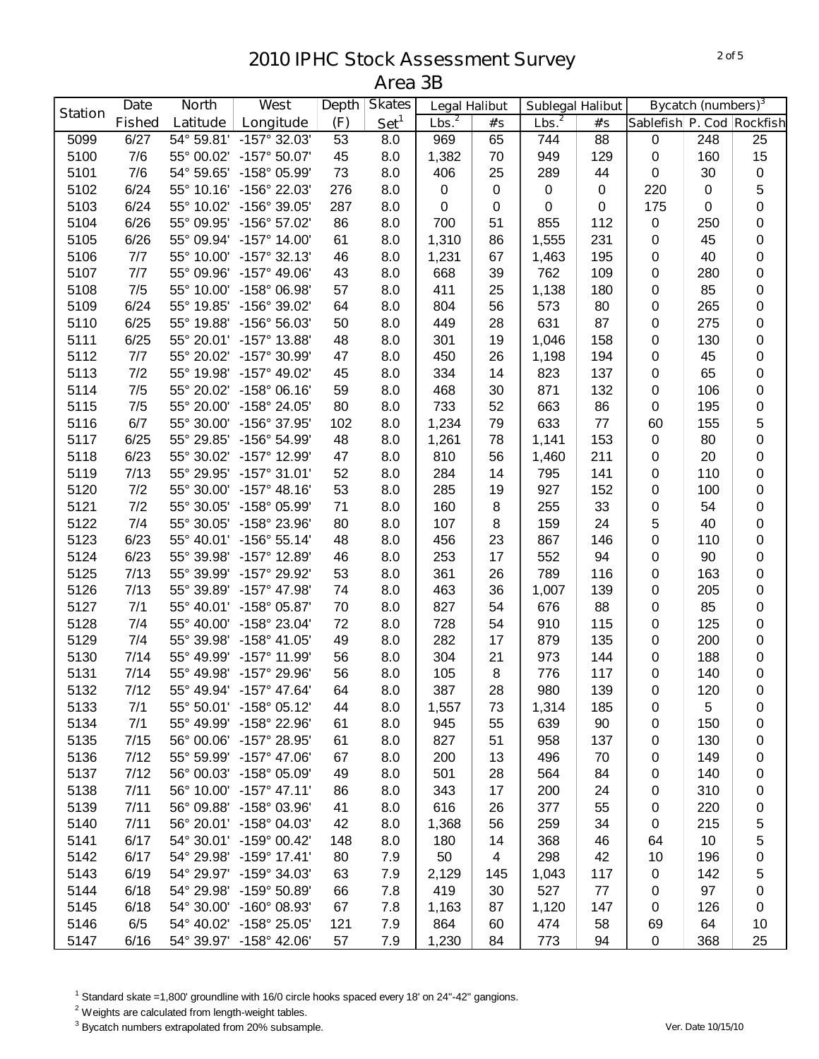# 2010 IPHC Stock Assessment Survey
## Area 3B

| Station | Date Fished | North Latitude | West Longitude | Depth (F) | Skates Set[1] | Legal Halibut | | Sublegal Halibut | | Bycatch (numbers)[3] | | |
|---|---|---|---|---|---|---|---|---|---|---|---|---|
| | | | | | | Lbs.[2] | #s | Lbs.[2] | #s | Sablefish | P. Cod | Rockfish |
| 5099 | 6/27 | 54° 59.81' | -157° 32.03' | 53 | 8.0 | 969 | 65 | 744 | 88 | 0 | 248 | 25 |
| 5100 | 7/6 | 55° 00.02' | -157° 50.07' | 45 | 8.0 | 1,382 | 70 | 949 | 129 | 0 | 160 | 15 |
| 5101 | 7/6 | 54° 59.65' | -158° 05.99' | 73 | 8.0 | 406 | 25 | 289 | 44 | 0 | 30 | 0 |
| 5102 | 6/24 | 55° 10.16' | -156° 22.03' | 276 | 8.0 | 0 | 0 | 0 | 0 | 220 | 0 | 5 |
| 5103 | 6/24 | 55° 10.02' | -156° 39.05' | 287 | 8.0 | 0 | 0 | 0 | 0 | 175 | 0 | 0 |
| 5104 | 6/26 | 55° 09.95' | -156° 57.02' | 86 | 8.0 | 700 | 51 | 855 | 112 | 0 | 250 | 0 |
| 5105 | 6/26 | 55° 09.94' | -157° 14.00' | 61 | 8.0 | 1,310 | 86 | 1,555 | 231 | 0 | 45 | 0 |
| 5106 | 7/7 | 55° 10.00' | -157° 32.13' | 46 | 8.0 | 1,231 | 67 | 1,463 | 195 | 0 | 40 | 0 |
| 5107 | 7/7 | 55° 09.96' | -157° 49.06' | 43 | 8.0 | 668 | 39 | 762 | 109 | 0 | 280 | 0 |
| 5108 | 7/5 | 55° 10.00' | -158° 06.98' | 57 | 8.0 | 411 | 25 | 1,138 | 180 | 0 | 85 | 0 |
| 5109 | 6/24 | 55° 19.85' | -156° 39.02' | 64 | 8.0 | 804 | 56 | 573 | 80 | 0 | 265 | 0 |
| 5110 | 6/25 | 55° 19.88' | -156° 56.03' | 50 | 8.0 | 449 | 28 | 631 | 87 | 0 | 275 | 0 |
| 5111 | 6/25 | 55° 20.01' | -157° 13.88' | 48 | 8.0 | 301 | 19 | 1,046 | 158 | 0 | 130 | 0 |
| 5112 | 7/7 | 55° 20.02' | -157° 30.99' | 47 | 8.0 | 450 | 26 | 1,198 | 194 | 0 | 45 | 0 |
| 5113 | 7/2 | 55° 19.98' | -157° 49.02' | 45 | 8.0 | 334 | 14 | 823 | 137 | 0 | 65 | 0 |
| 5114 | 7/5 | 55° 20.02' | -158° 06.16' | 59 | 8.0 | 468 | 30 | 871 | 132 | 0 | 106 | 0 |
| 5115 | 7/5 | 55° 20.00' | -158° 24.05' | 80 | 8.0 | 733 | 52 | 663 | 86 | 0 | 195 | 0 |
| 5116 | 6/7 | 55° 30.00' | -156° 37.95' | 102 | 8.0 | 1,234 | 79 | 633 | 77 | 60 | 155 | 5 |
| 5117 | 6/25 | 55° 29.85' | -156° 54.99' | 48 | 8.0 | 1,261 | 78 | 1,141 | 153 | 0 | 80 | 0 |
| 5118 | 6/23 | 55° 30.02' | -157° 12.99' | 47 | 8.0 | 810 | 56 | 1,460 | 211 | 0 | 20 | 0 |
| 5119 | 7/13 | 55° 29.95' | -157° 31.01' | 52 | 8.0 | 284 | 14 | 795 | 141 | 0 | 110 | 0 |
| 5120 | 7/2 | 55° 30.00' | -157° 48.16' | 53 | 8.0 | 285 | 19 | 927 | 152 | 0 | 100 | 0 |
| 5121 | 7/2 | 55° 30.05' | -158° 05.99' | 71 | 8.0 | 160 | 8 | 255 | 33 | 0 | 54 | 0 |
| 5122 | 7/4 | 55° 30.05' | -158° 23.96' | 80 | 8.0 | 107 | 8 | 159 | 24 | 5 | 40 | 0 |
| 5123 | 6/23 | 55° 40.01' | -156° 55.14' | 48 | 8.0 | 456 | 23 | 867 | 146 | 0 | 110 | 0 |
| 5124 | 6/23 | 55° 39.98' | -157° 12.89' | 46 | 8.0 | 253 | 17 | 552 | 94 | 0 | 90 | 0 |
| 5125 | 7/13 | 55° 39.99' | -157° 29.92' | 53 | 8.0 | 361 | 26 | 789 | 116 | 0 | 163 | 0 |
| 5126 | 7/13 | 55° 39.89' | -157° 47.98' | 74 | 8.0 | 463 | 36 | 1,007 | 139 | 0 | 205 | 0 |
| 5127 | 7/1 | 55° 40.01' | -158° 05.87' | 70 | 8.0 | 827 | 54 | 676 | 88 | 0 | 85 | 0 |
| 5128 | 7/4 | 55° 40.00' | -158° 23.04' | 72 | 8.0 | 728 | 54 | 910 | 115 | 0 | 125 | 0 |
| 5129 | 7/4 | 55° 39.98' | -158° 41.05' | 49 | 8.0 | 282 | 17 | 879 | 135 | 0 | 200 | 0 |
| 5130 | 7/14 | 55° 49.99' | -157° 11.99' | 56 | 8.0 | 304 | 21 | 973 | 144 | 0 | 188 | 0 |
| 5131 | 7/14 | 55° 49.98' | -157° 29.96' | 56 | 8.0 | 105 | 8 | 776 | 117 | 0 | 140 | 0 |
| 5132 | 7/12 | 55° 49.94' | -157° 47.64' | 64 | 8.0 | 387 | 28 | 980 | 139 | 0 | 120 | 0 |
| 5133 | 7/1 | 55° 50.01' | -158° 05.12' | 44 | 8.0 | 1,557 | 73 | 1,314 | 185 | 0 | 5 | 0 |
| 5134 | 7/1 | 55° 49.99' | -158° 22.96' | 61 | 8.0 | 945 | 55 | 639 | 90 | 0 | 150 | 0 |
| 5135 | 7/15 | 56° 00.06' | -157° 28.95' | 61 | 8.0 | 827 | 51 | 958 | 137 | 0 | 130 | 0 |
| 5136 | 7/12 | 55° 59.99' | -157° 47.06' | 67 | 8.0 | 200 | 13 | 496 | 70 | 0 | 149 | 0 |
| 5137 | 7/12 | 56° 00.03' | -158° 05.09' | 49 | 8.0 | 501 | 28 | 564 | 84 | 0 | 140 | 0 |
| 5138 | 7/11 | 56° 10.00' | -157° 47.11' | 86 | 8.0 | 343 | 17 | 200 | 24 | 0 | 310 | 0 |
| 5139 | 7/11 | 56° 09.88' | -158° 03.96' | 41 | 8.0 | 616 | 26 | 377 | 55 | 0 | 220 | 0 |
| 5140 | 7/11 | 56° 20.01' | -158° 04.03' | 42 | 8.0 | 1,368 | 56 | 259 | 34 | 0 | 215 | 5 |
| 5141 | 6/17 | 54° 30.01' | -159° 00.42' | 148 | 8.0 | 180 | 14 | 368 | 46 | 64 | 10 | 5 |
| 5142 | 6/17 | 54° 29.98' | -159° 17.41' | 80 | 7.9 | 50 | 4 | 298 | 42 | 10 | 196 | 0 |
| 5143 | 6/19 | 54° 29.97' | -159° 34.03' | 63 | 7.9 | 2,129 | 145 | 1,043 | 117 | 0 | 142 | 5 |
| 5144 | 6/18 | 54° 29.98' | -159° 50.89' | 66 | 7.8 | 419 | 30 | 527 | 77 | 0 | 97 | 0 |
| 5145 | 6/18 | 54° 30.00' | -160° 08.93' | 67 | 7.8 | 1,163 | 87 | 1,120 | 147 | 0 | 126 | 0 |
| 5146 | 6/5 | 54° 40.02' | -158° 25.05' | 121 | 7.9 | 864 | 60 | 474 | 58 | 69 | 64 | 10 |
| 5147 | 6/16 | 54° 39.97' | -158° 42.06' | 57 | 7.9 | 1,230 | 84 | 773 | 94 | 0 | 368 | 25 |

[1] Standard skate =1,800' groundline with 16/0 circle hooks spaced every 18' on 24"-42" gangions.

[2] Weights are calculated from length-weight tables.

[3] Bycatch numbers extrapolated from 20% subsample.

Ver. Date 10/15/10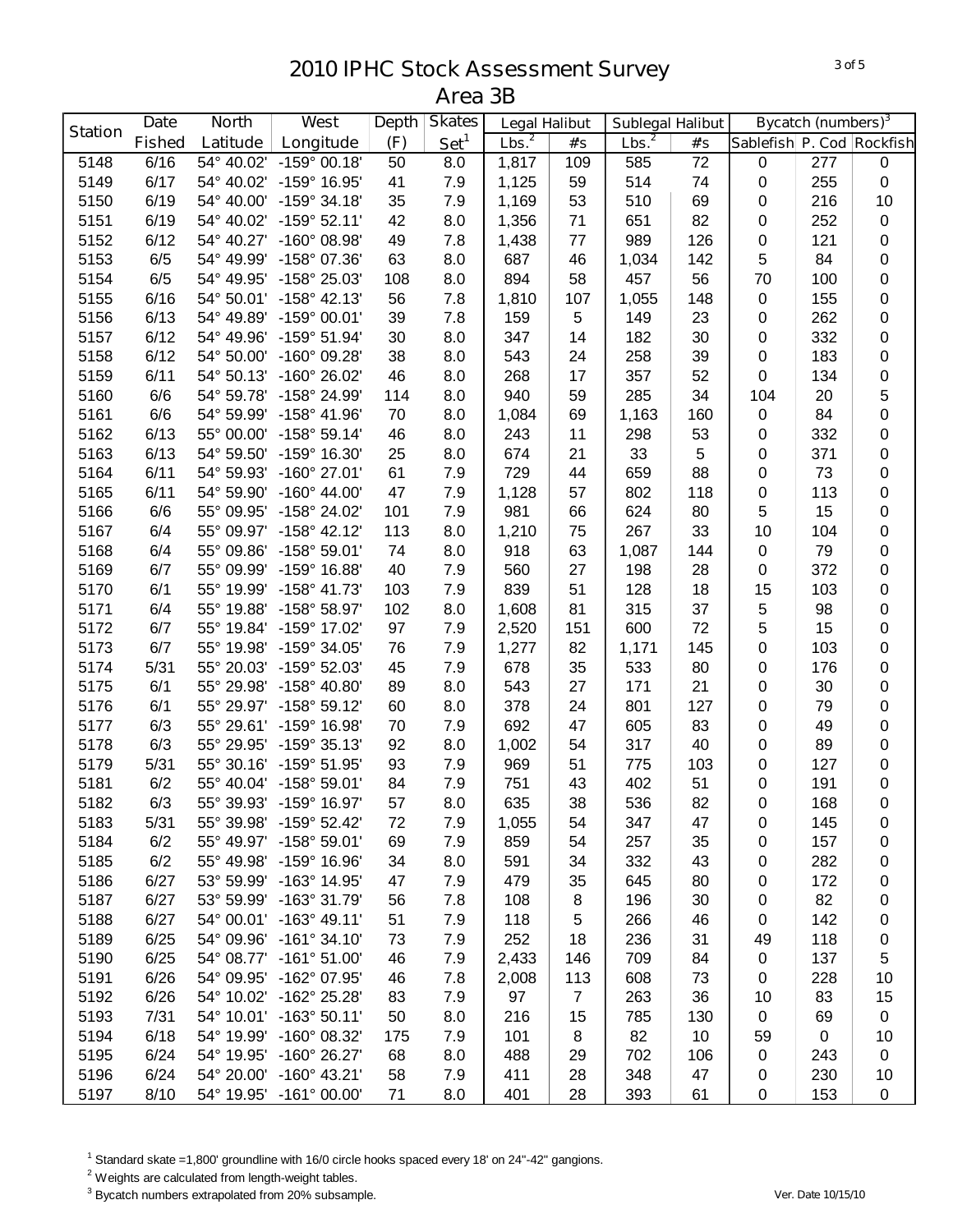# 2010 IPHC Stock Assessment Survey
## Area 3B

| Station | Date | North | West | Depth | Skates | Legal Halibut | | Sublegal Halibut | | Bycatch (numbers)[3] | | |
|---|---|---|---|---|---|---|---|---|---|---|---|---|
| | Fished | Latitude | Longitude | (F) | Set[1] | Lbs.[2] | #s | Lbs.[2] | #s | Sablefish | P. Cod | Rockfish |
| 5148 | 6/16 | 54° 40.02' | -159° 00.18' | 50 | 8.0 | 1,817 | 109 | 585 | 72 | 0 | 277 | 0 |
| 5149 | 6/17 | 54° 40.02' | -159° 16.95' | 41 | 7.9 | 1,125 | 59 | 514 | 74 | 0 | 255 | 0 |
| 5150 | 6/19 | 54° 40.00' | -159° 34.18' | 35 | 7.9 | 1,169 | 53 | 510 | 69 | 0 | 216 | 10 |
| 5151 | 6/19 | 54° 40.02' | -159° 52.11' | 42 | 8.0 | 1,356 | 71 | 651 | 82 | 0 | 252 | 0 |
| 5152 | 6/12 | 54° 40.27' | -160° 08.98' | 49 | 7.8 | 1,438 | 77 | 989 | 126 | 0 | 121 | 0 |
| 5153 | 6/5 | 54° 49.99' | -158° 07.36' | 63 | 8.0 | 687 | 46 | 1,034 | 142 | 5 | 84 | 0 |
| 5154 | 6/5 | 54° 49.95' | -158° 25.03' | 108 | 8.0 | 894 | 58 | 457 | 56 | 70 | 100 | 0 |
| 5155 | 6/16 | 54° 50.01' | -158° 42.13' | 56 | 7.8 | 1,810 | 107 | 1,055 | 148 | 0 | 155 | 0 |
| 5156 | 6/13 | 54° 49.89' | -159° 00.01' | 39 | 7.8 | 159 | 5 | 149 | 23 | 0 | 262 | 0 |
| 5157 | 6/12 | 54° 49.96' | -159° 51.94' | 30 | 8.0 | 347 | 14 | 182 | 30 | 0 | 332 | 0 |
| 5158 | 6/12 | 54° 50.00' | -160° 09.28' | 38 | 8.0 | 543 | 24 | 258 | 39 | 0 | 183 | 0 |
| 5159 | 6/11 | 54° 50.13' | -160° 26.02' | 46 | 8.0 | 268 | 17 | 357 | 52 | 0 | 134 | 0 |
| 5160 | 6/6 | 54° 59.78' | -158° 24.99' | 114 | 8.0 | 940 | 59 | 285 | 34 | 104 | 20 | 5 |
| 5161 | 6/6 | 54° 59.99' | -158° 41.96' | 70 | 8.0 | 1,084 | 69 | 1,163 | 160 | 0 | 84 | 0 |
| 5162 | 6/13 | 55° 00.00' | -158° 59.14' | 46 | 8.0 | 243 | 11 | 298 | 53 | 0 | 332 | 0 |
| 5163 | 6/13 | 54° 59.50' | -159° 16.30' | 25 | 8.0 | 674 | 21 | 33 | 5 | 0 | 371 | 0 |
| 5164 | 6/11 | 54° 59.93' | -160° 27.01' | 61 | 7.9 | 729 | 44 | 659 | 88 | 0 | 73 | 0 |
| 5165 | 6/11 | 54° 59.90' | -160° 44.00' | 47 | 7.9 | 1,128 | 57 | 802 | 118 | 0 | 113 | 0 |
| 5166 | 6/6 | 55° 09.95' | -158° 24.02' | 101 | 7.9 | 981 | 66 | 624 | 80 | 5 | 15 | 0 |
| 5167 | 6/4 | 55° 09.97' | -158° 42.12' | 113 | 8.0 | 1,210 | 75 | 267 | 33 | 10 | 104 | 0 |
| 5168 | 6/4 | 55° 09.86' | -158° 59.01' | 74 | 8.0 | 918 | 63 | 1,087 | 144 | 0 | 79 | 0 |
| 5169 | 6/7 | 55° 09.99' | -159° 16.88' | 40 | 7.9 | 560 | 27 | 198 | 28 | 0 | 372 | 0 |
| 5170 | 6/1 | 55° 19.99' | -158° 41.73' | 103 | 7.9 | 839 | 51 | 128 | 18 | 15 | 103 | 0 |
| 5171 | 6/4 | 55° 19.88' | -158° 58.97' | 102 | 8.0 | 1,608 | 81 | 315 | 37 | 5 | 98 | 0 |
| 5172 | 6/7 | 55° 19.84' | -159° 17.02' | 97 | 7.9 | 2,520 | 151 | 600 | 72 | 5 | 15 | 0 |
| 5173 | 6/7 | 55° 19.98' | -159° 34.05' | 76 | 7.9 | 1,277 | 82 | 1,171 | 145 | 0 | 103 | 0 |
| 5174 | 5/31 | 55° 20.03' | -159° 52.03' | 45 | 7.9 | 678 | 35 | 533 | 80 | 0 | 176 | 0 |
| 5175 | 6/1 | 55° 29.98' | -158° 40.80' | 89 | 8.0 | 543 | 27 | 171 | 21 | 0 | 30 | 0 |
| 5176 | 6/1 | 55° 29.97' | -158° 59.12' | 60 | 8.0 | 378 | 24 | 801 | 127 | 0 | 79 | 0 |
| 5177 | 6/3 | 55° 29.61' | -159° 16.98' | 70 | 7.9 | 692 | 47 | 605 | 83 | 0 | 49 | 0 |
| 5178 | 6/3 | 55° 29.95' | -159° 35.13' | 92 | 8.0 | 1,002 | 54 | 317 | 40 | 0 | 89 | 0 |
| 5179 | 5/31 | 55° 30.16' | -159° 51.95' | 93 | 7.9 | 969 | 51 | 775 | 103 | 0 | 127 | 0 |
| 5181 | 6/2 | 55° 40.04' | -158° 59.01' | 84 | 7.9 | 751 | 43 | 402 | 51 | 0 | 191 | 0 |
| 5182 | 6/3 | 55° 39.93' | -159° 16.97' | 57 | 8.0 | 635 | 38 | 536 | 82 | 0 | 168 | 0 |
| 5183 | 5/31 | 55° 39.98' | -159° 52.42' | 72 | 7.9 | 1,055 | 54 | 347 | 47 | 0 | 145 | 0 |
| 5184 | 6/2 | 55° 49.97' | -158° 59.01' | 69 | 7.9 | 859 | 54 | 257 | 35 | 0 | 157 | 0 |
| 5185 | 6/2 | 55° 49.98' | -159° 16.96' | 34 | 8.0 | 591 | 34 | 332 | 43 | 0 | 282 | 0 |
| 5186 | 6/27 | 53° 59.99' | -163° 14.95' | 47 | 7.9 | 479 | 35 | 645 | 80 | 0 | 172 | 0 |
| 5187 | 6/27 | 53° 59.99' | -163° 31.79' | 56 | 7.8 | 108 | 8 | 196 | 30 | 0 | 82 | 0 |
| 5188 | 6/27 | 54° 00.01' | -163° 49.11' | 51 | 7.9 | 118 | 5 | 266 | 46 | 0 | 142 | 0 |
| 5189 | 6/25 | 54° 09.96' | -161° 34.10' | 73 | 7.9 | 252 | 18 | 236 | 31 | 49 | 118 | 0 |
| 5190 | 6/25 | 54° 08.77' | -161° 51.00' | 46 | 7.9 | 2,433 | 146 | 709 | 84 | 0 | 137 | 5 |
| 5191 | 6/26 | 54° 09.95' | -162° 07.95' | 46 | 7.8 | 2,008 | 113 | 608 | 73 | 0 | 228 | 10 |
| 5192 | 6/26 | 54° 10.02' | -162° 25.28' | 83 | 7.9 | 97 | 7 | 263 | 36 | 10 | 83 | 15 |
| 5193 | 7/31 | 54° 10.01' | -163° 50.11' | 50 | 8.0 | 216 | 15 | 785 | 130 | 0 | 69 | 0 |
| 5194 | 6/18 | 54° 19.99' | -160° 08.32' | 175 | 7.9 | 101 | 8 | 82 | 10 | 59 | 0 | 10 |
| 5195 | 6/24 | 54° 19.95' | -160° 26.27' | 68 | 8.0 | 488 | 29 | 702 | 106 | 0 | 243 | 0 |
| 5196 | 6/24 | 54° 20.00' | -160° 43.21' | 58 | 7.9 | 411 | 28 | 348 | 47 | 0 | 230 | 10 |
| 5197 | 8/10 | 54° 19.95' | -161° 00.00' | 71 | 8.0 | 401 | 28 | 393 | 61 | 0 | 153 | 0 |

[1] Standard skate =1,800' groundline with 16/0 circle hooks spaced every 18' on 24"-42" gangions.

[2] Weights are calculated from length-weight tables.

[3] Bycatch numbers extrapolated from 20% subsample.

Ver. Date 10/15/10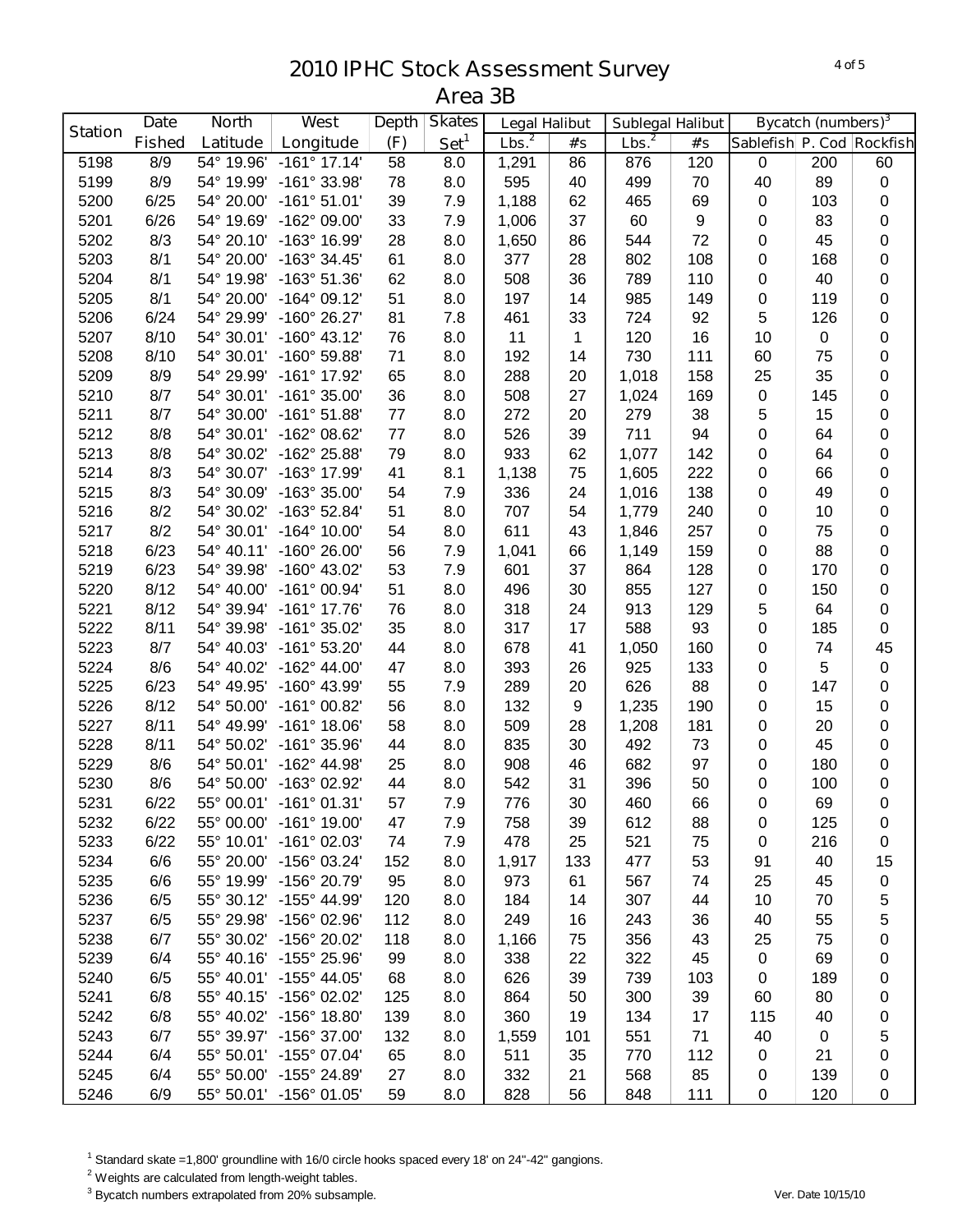# 2010 IPHC Stock Assessment Survey

## Area 3B

| Station | Date Fished | North Latitude | West Longitude | Depth (F) | Skates Set[1] | Legal Halibut | | Sublegal Halibut | | Bycatch (numbers)[3] | | |
|---|---|---|---|---|---|---|---|---|---|---|---|---|
| | | | | | | Lbs.[2] | #s | Lbs.[2] | #s | Sablefish | P. Cod | Rockfish |
| 5198 | 8/9 | 54° 19.96' | -161° 17.14' | 58 | 8.0 | 1,291 | 86 | 876 | 120 | 0 | 200 | 60 |
| 5199 | 8/9 | 54° 19.99' | -161° 33.98' | 78 | 8.0 | 595 | 40 | 499 | 70 | 40 | 89 | 0 |
| 5200 | 6/25 | 54° 20.00' | -161° 51.01' | 39 | 7.9 | 1,188 | 62 | 465 | 69 | 0 | 103 | 0 |
| 5201 | 6/26 | 54° 19.69' | -162° 09.00' | 33 | 7.9 | 1,006 | 37 | 60 | 9 | 0 | 83 | 0 |
| 5202 | 8/3 | 54° 20.10' | -163° 16.99' | 28 | 8.0 | 1,650 | 86 | 544 | 72 | 0 | 45 | 0 |
| 5203 | 8/1 | 54° 20.00' | -163° 34.45' | 61 | 8.0 | 377 | 28 | 802 | 108 | 0 | 168 | 0 |
| 5204 | 8/1 | 54° 19.98' | -163° 51.36' | 62 | 8.0 | 508 | 36 | 789 | 110 | 0 | 40 | 0 |
| 5205 | 8/1 | 54° 20.00' | -164° 09.12' | 51 | 8.0 | 197 | 14 | 985 | 149 | 0 | 119 | 0 |
| 5206 | 6/24 | 54° 29.99' | -160° 26.27' | 81 | 7.8 | 461 | 33 | 724 | 92 | 5 | 126 | 0 |
| 5207 | 8/10 | 54° 30.01' | -160° 43.12' | 76 | 8.0 | 11 | 1 | 120 | 16 | 10 | 0 | 0 |
| 5208 | 8/10 | 54° 30.01' | -160° 59.88' | 71 | 8.0 | 192 | 14 | 730 | 111 | 60 | 75 | 0 |
| 5209 | 8/9 | 54° 29.99' | -161° 17.92' | 65 | 8.0 | 288 | 20 | 1,018 | 158 | 25 | 35 | 0 |
| 5210 | 8/7 | 54° 30.01' | -161° 35.00' | 36 | 8.0 | 508 | 27 | 1,024 | 169 | 0 | 145 | 0 |
| 5211 | 8/7 | 54° 30.00' | -161° 51.88' | 77 | 8.0 | 272 | 20 | 279 | 38 | 5 | 15 | 0 |
| 5212 | 8/8 | 54° 30.01' | -162° 08.62' | 77 | 8.0 | 526 | 39 | 711 | 94 | 0 | 64 | 0 |
| 5213 | 8/8 | 54° 30.02' | -162° 25.88' | 79 | 8.0 | 933 | 62 | 1,077 | 142 | 0 | 64 | 0 |
| 5214 | 8/3 | 54° 30.07' | -163° 17.99' | 41 | 8.1 | 1,138 | 75 | 1,605 | 222 | 0 | 66 | 0 |
| 5215 | 8/3 | 54° 30.09' | -163° 35.00' | 54 | 7.9 | 336 | 24 | 1,016 | 138 | 0 | 49 | 0 |
| 5216 | 8/2 | 54° 30.02' | -163° 52.84' | 51 | 8.0 | 707 | 54 | 1,779 | 240 | 0 | 10 | 0 |
| 5217 | 8/2 | 54° 30.01' | -164° 10.00' | 54 | 8.0 | 611 | 43 | 1,846 | 257 | 0 | 75 | 0 |
| 5218 | 6/23 | 54° 40.11' | -160° 26.00' | 56 | 7.9 | 1,041 | 66 | 1,149 | 159 | 0 | 88 | 0 |
| 5219 | 6/23 | 54° 39.98' | -160° 43.02' | 53 | 7.9 | 601 | 37 | 864 | 128 | 0 | 170 | 0 |
| 5220 | 8/12 | 54° 40.00' | -161° 00.94' | 51 | 8.0 | 496 | 30 | 855 | 127 | 0 | 150 | 0 |
| 5221 | 8/12 | 54° 39.94' | -161° 17.76' | 76 | 8.0 | 318 | 24 | 913 | 129 | 5 | 64 | 0 |
| 5222 | 8/11 | 54° 39.98' | -161° 35.02' | 35 | 8.0 | 317 | 17 | 588 | 93 | 0 | 185 | 0 |
| 5223 | 8/7 | 54° 40.03' | -161° 53.20' | 44 | 8.0 | 678 | 41 | 1,050 | 160 | 0 | 74 | 45 |
| 5224 | 8/6 | 54° 40.02' | -162° 44.00' | 47 | 8.0 | 393 | 26 | 925 | 133 | 0 | 5 | 0 |
| 5225 | 6/23 | 54° 49.95' | -160° 43.99' | 55 | 7.9 | 289 | 20 | 626 | 88 | 0 | 147 | 0 |
| 5226 | 8/12 | 54° 50.00' | -161° 00.82' | 56 | 8.0 | 132 | 9 | 1,235 | 190 | 0 | 15 | 0 |
| 5227 | 8/11 | 54° 49.99' | -161° 18.06' | 58 | 8.0 | 509 | 28 | 1,208 | 181 | 0 | 20 | 0 |
| 5228 | 8/11 | 54° 50.02' | -161° 35.96' | 44 | 8.0 | 835 | 30 | 492 | 73 | 0 | 45 | 0 |
| 5229 | 8/6 | 54° 50.01' | -162° 44.98' | 25 | 8.0 | 908 | 46 | 682 | 97 | 0 | 180 | 0 |
| 5230 | 8/6 | 54° 50.00' | -163° 02.92' | 44 | 8.0 | 542 | 31 | 396 | 50 | 0 | 100 | 0 |
| 5231 | 6/22 | 55° 00.01' | -161° 01.31' | 57 | 7.9 | 776 | 30 | 460 | 66 | 0 | 69 | 0 |
| 5232 | 6/22 | 55° 00.00' | -161° 19.00' | 47 | 7.9 | 758 | 39 | 612 | 88 | 0 | 125 | 0 |
| 5233 | 6/22 | 55° 10.01' | -161° 02.03' | 74 | 7.9 | 478 | 25 | 521 | 75 | 0 | 216 | 0 |
| 5234 | 6/6 | 55° 20.00' | -156° 03.24' | 152 | 8.0 | 1,917 | 133 | 477 | 53 | 91 | 40 | 15 |
| 5235 | 6/6 | 55° 19.99' | -156° 20.79' | 95 | 8.0 | 973 | 61 | 567 | 74 | 25 | 45 | 0 |
| 5236 | 6/5 | 55° 30.12' | -155° 44.99' | 120 | 8.0 | 184 | 14 | 307 | 44 | 10 | 70 | 5 |
| 5237 | 6/5 | 55° 29.98' | -156° 02.96' | 112 | 8.0 | 249 | 16 | 243 | 36 | 40 | 55 | 5 |
| 5238 | 6/7 | 55° 30.02' | -156° 20.02' | 118 | 8.0 | 1,166 | 75 | 356 | 43 | 25 | 75 | 0 |
| 5239 | 6/4 | 55° 40.16' | -155° 25.96' | 99 | 8.0 | 338 | 22 | 322 | 45 | 0 | 69 | 0 |
| 5240 | 6/5 | 55° 40.01' | -155° 44.05' | 68 | 8.0 | 626 | 39 | 739 | 103 | 0 | 189 | 0 |
| 5241 | 6/8 | 55° 40.15' | -156° 02.02' | 125 | 8.0 | 864 | 50 | 300 | 39 | 60 | 80 | 0 |
| 5242 | 6/8 | 55° 40.02' | -156° 18.80' | 139 | 8.0 | 360 | 19 | 134 | 17 | 115 | 40 | 0 |
| 5243 | 6/7 | 55° 39.97' | -156° 37.00' | 132 | 8.0 | 1,559 | 101 | 551 | 71 | 40 | 0 | 5 |
| 5244 | 6/4 | 55° 50.01' | -155° 07.04' | 65 | 8.0 | 511 | 35 | 770 | 112 | 0 | 21 | 0 |
| 5245 | 6/4 | 55° 50.00' | -155° 24.89' | 27 | 8.0 | 332 | 21 | 568 | 85 | 0 | 139 | 0 |
| 5246 | 6/9 | 55° 50.01' | -156° 01.05' | 59 | 8.0 | 828 | 56 | 848 | 111 | 0 | 120 | 0 |

[1] Standard skate =1,800' groundline with 16/0 circle hooks spaced every 18' on 24"-42" gangions.

[2] Weights are calculated from length-weight tables.

[3] Bycatch numbers extrapolated from 20% subsample.

Ver. Date 10/15/10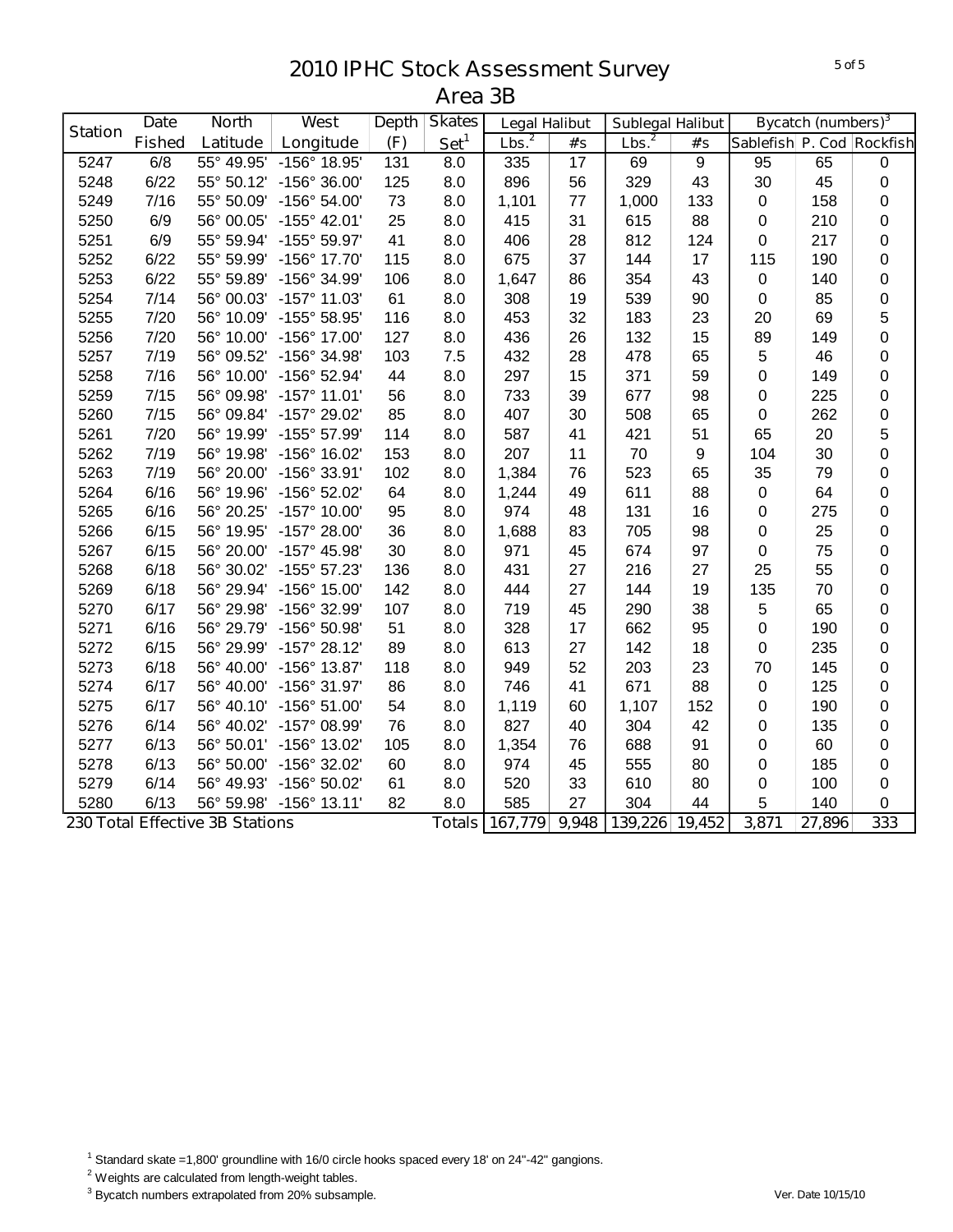# 2010 IPHC Stock Assessment Survey

## Area 3B

| Station | Date | North | West | Depth | Skates | Legal Halibut | | Sublegal Halibut | | Bycatch (numbers)[3] | | |
|---|---|---|---|---|---|---|---|---|---|---|---|---|
| | Fished | Latitude | Longitude | (F) | Set[1] | Lbs.[2] | #s | Lbs.[2] | #s | Sablefish | P. Cod | Rockfish |
| 5247 | 6/8 | 55° 49.95' | -156° 18.95' | 131 | 8.0 | 335 | 17 | 69 | 9 | 95 | 65 | 0 |
| 5248 | 6/22 | 55° 50.12' | -156° 36.00' | 125 | 8.0 | 896 | 56 | 329 | 43 | 30 | 45 | 0 |
| 5249 | 7/16 | 55° 50.09' | -156° 54.00' | 73 | 8.0 | 1,101 | 77 | 1,000 | 133 | 0 | 158 | 0 |
| 5250 | 6/9 | 56° 00.05' | -155° 42.01' | 25 | 8.0 | 415 | 31 | 615 | 88 | 0 | 210 | 0 |
| 5251 | 6/9 | 55° 59.94' | -155° 59.97' | 41 | 8.0 | 406 | 28 | 812 | 124 | 0 | 217 | 0 |
| 5252 | 6/22 | 55° 59.99' | -156° 17.70' | 115 | 8.0 | 675 | 37 | 144 | 17 | 115 | 190 | 0 |
| 5253 | 6/22 | 55° 59.89' | -156° 34.99' | 106 | 8.0 | 1,647 | 86 | 354 | 43 | 0 | 140 | 0 |
| 5254 | 7/14 | 56° 00.03' | -157° 11.03' | 61 | 8.0 | 308 | 19 | 539 | 90 | 0 | 85 | 0 |
| 5255 | 7/20 | 56° 10.09' | -155° 58.95' | 116 | 8.0 | 453 | 32 | 183 | 23 | 20 | 69 | 5 |
| 5256 | 7/20 | 56° 10.00' | -156° 17.00' | 127 | 8.0 | 436 | 26 | 132 | 15 | 89 | 149 | 0 |
| 5257 | 7/19 | 56° 09.52' | -156° 34.98' | 103 | 7.5 | 432 | 28 | 478 | 65 | 5 | 46 | 0 |
| 5258 | 7/16 | 56° 10.00' | -156° 52.94' | 44 | 8.0 | 297 | 15 | 371 | 59 | 0 | 149 | 0 |
| 5259 | 7/15 | 56° 09.98' | -157° 11.01' | 56 | 8.0 | 733 | 39 | 677 | 98 | 0 | 225 | 0 |
| 5260 | 7/15 | 56° 09.84' | -157° 29.02' | 85 | 8.0 | 407 | 30 | 508 | 65 | 0 | 262 | 0 |
| 5261 | 7/20 | 56° 19.99' | -155° 57.99' | 114 | 8.0 | 587 | 41 | 421 | 51 | 65 | 20 | 5 |
| 5262 | 7/19 | 56° 19.98' | -156° 16.02' | 153 | 8.0 | 207 | 11 | 70 | 9 | 104 | 30 | 0 |
| 5263 | 7/19 | 56° 20.00' | -156° 33.91' | 102 | 8.0 | 1,384 | 76 | 523 | 65 | 35 | 79 | 0 |
| 5264 | 6/16 | 56° 19.96' | -156° 52.02' | 64 | 8.0 | 1,244 | 49 | 611 | 88 | 0 | 64 | 0 |
| 5265 | 6/16 | 56° 20.25' | -157° 10.00' | 95 | 8.0 | 974 | 48 | 131 | 16 | 0 | 275 | 0 |
| 5266 | 6/15 | 56° 19.95' | -157° 28.00' | 36 | 8.0 | 1,688 | 83 | 705 | 98 | 0 | 25 | 0 |
| 5267 | 6/15 | 56° 20.00' | -157° 45.98' | 30 | 8.0 | 971 | 45 | 674 | 97 | 0 | 75 | 0 |
| 5268 | 6/18 | 56° 30.02' | -155° 57.23' | 136 | 8.0 | 431 | 27 | 216 | 27 | 25 | 55 | 0 |
| 5269 | 6/18 | 56° 29.94' | -156° 15.00' | 142 | 8.0 | 444 | 27 | 144 | 19 | 135 | 70 | 0 |
| 5270 | 6/17 | 56° 29.98' | -156° 32.99' | 107 | 8.0 | 719 | 45 | 290 | 38 | 5 | 65 | 0 |
| 5271 | 6/16 | 56° 29.79' | -156° 50.98' | 51 | 8.0 | 328 | 17 | 662 | 95 | 0 | 190 | 0 |
| 5272 | 6/15 | 56° 29.99' | -157° 28.12' | 89 | 8.0 | 613 | 27 | 142 | 18 | 0 | 235 | 0 |
| 5273 | 6/18 | 56° 40.00' | -156° 13.87' | 118 | 8.0 | 949 | 52 | 203 | 23 | 70 | 145 | 0 |
| 5274 | 6/17 | 56° 40.00' | -156° 31.97' | 86 | 8.0 | 746 | 41 | 671 | 88 | 0 | 125 | 0 |
| 5275 | 6/17 | 56° 40.10' | -156° 51.00' | 54 | 8.0 | 1,119 | 60 | 1,107 | 152 | 0 | 190 | 0 |
| 5276 | 6/14 | 56° 40.02' | -157° 08.99' | 76 | 8.0 | 827 | 40 | 304 | 42 | 0 | 135 | 0 |
| 5277 | 6/13 | 56° 50.01' | -156° 13.02' | 105 | 8.0 | 1,354 | 76 | 688 | 91 | 0 | 60 | 0 |
| 5278 | 6/13 | 56° 50.00' | -156° 32.02' | 60 | 8.0 | 974 | 45 | 555 | 80 | 0 | 185 | 0 |
| 5279 | 6/14 | 56° 49.93' | -156° 50.02' | 61 | 8.0 | 520 | 33 | 610 | 80 | 0 | 100 | 0 |
| 5280 | 6/13 | 56° 59.98' | -156° 13.11' | 82 | 8.0 | 585 | 27 | 304 | 44 | 5 | 140 | 0 |
| 230 Total Effective 3B Stations | | | | | Totals | 167,779 | 9,948 | 139,226 | 19,452 | 3,871 | 27,896 | 333 |

[1] Standard skate =1,800' groundline with 16/0 circle hooks spaced every 18' on 24"-42" gangions.

[2] Weights are calculated from length-weight tables.

[3] Bycatch numbers extrapolated from 20% subsample.

Ver. Date 10/15/10